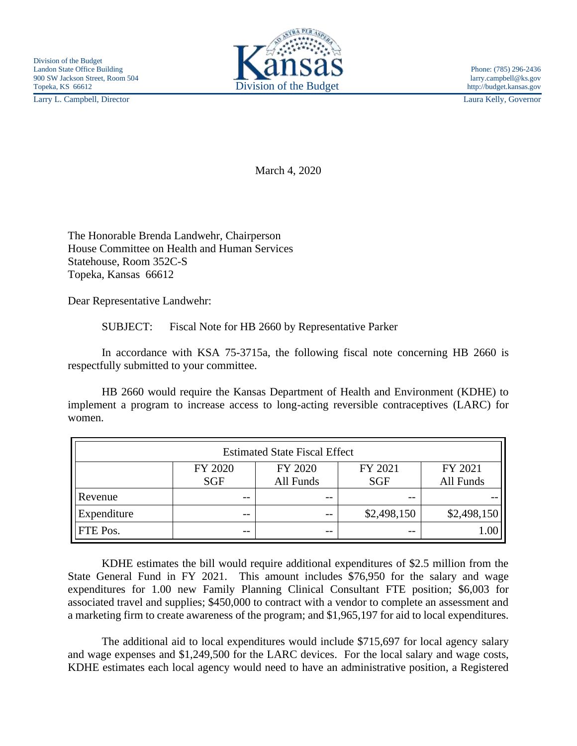Division of the Budget
Landon State Office Building
900 SW Jackson Street, Room 504
Topeka, KS 66612

Kansas
Division of the Budget

Phone: (785) 296-2436
larry.campbell@ks.gov
http://budget.kansas.gov

Larry L. Campbell, Director

Laura Kelly, Governor

March 4, 2020

The Honorable Brenda Landwehr, Chairperson
House Committee on Health and Human Services
Statehouse, Room 352C-S
Topeka, Kansas 66612

Dear Representative Landwehr:

SUBJECT: Fiscal Note for HB 2660 by Representative Parker

In accordance with KSA 75-3715a, the following fiscal note concerning HB 2660 is respectfully submitted to your committee.

HB 2660 would require the Kansas Department of Health and Environment (KDHE) to implement a program to increase access to long-acting reversible contraceptives (LARC) for women.

| Estimated State Fiscal Effect | | | | |
|---|---|---|---|---|
| | FY 2020 SGF | FY 2020 All Funds | FY 2021 SGF | FY 2021 All Funds |
| Revenue | -- | -- | -- | -- |
| Expenditure | -- | -- | $2,498,150 | $2,498,150 |
| FTE Pos. | -- | -- | -- | 1.00 |

KDHE estimates the bill would require additional expenditures of $2.5 million from the State General Fund in FY 2021. This amount includes $76,950 for the salary and wage expenditures for 1.00 new Family Planning Clinical Consultant FTE position; $6,003 for associated travel and supplies; $450,000 to contract with a vendor to complete an assessment and a marketing firm to create awareness of the program; and $1,965,197 for aid to local expenditures.

The additional aid to local expenditures would include $715,697 for local agency salary and wage expenses and $1,249,500 for the LARC devices. For the local salary and wage costs, KDHE estimates each local agency would need to have an administrative position, a Registered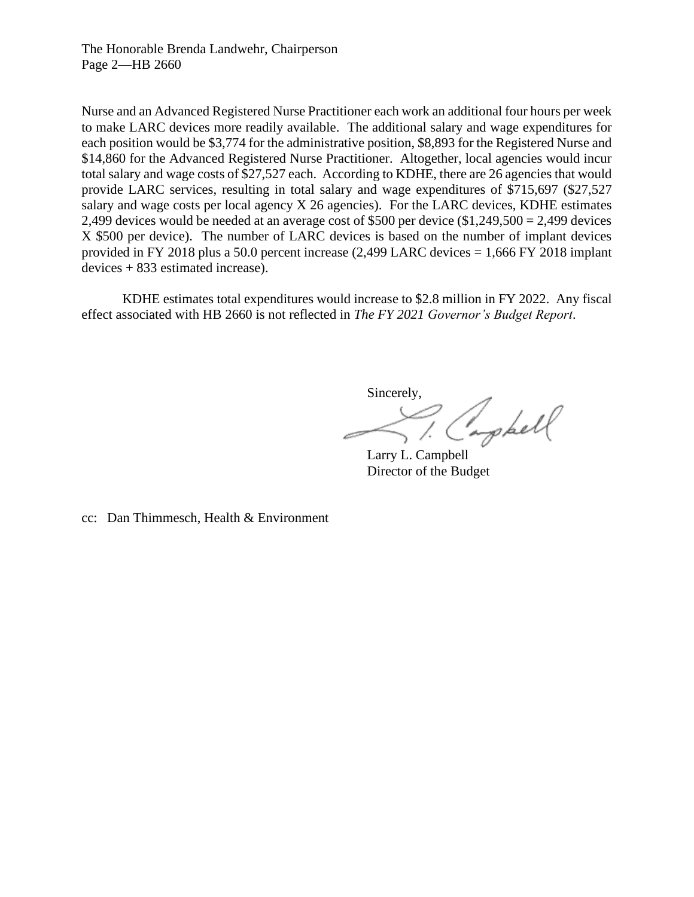Nurse and an Advanced Registered Nurse Practitioner each work an additional four hours per week to make LARC devices more readily available. The additional salary and wage expenditures for each position would be $3,774 for the administrative position, $8,893 for the Registered Nurse and $14,860 for the Advanced Registered Nurse Practitioner. Altogether, local agencies would incur total salary and wage costs of $27,527 each. According to KDHE, there are 26 agencies that would provide LARC services, resulting in total salary and wage expenditures of $715,697 ($27,527 salary and wage costs per local agency X 26 agencies). For the LARC devices, KDHE estimates 2,499 devices would be needed at an average cost of $500 per device ($1,249,500 = 2,499 devices X $500 per device). The number of LARC devices is based on the number of implant devices provided in FY 2018 plus a 50.0 percent increase (2,499 LARC devices = 1,666 FY 2018 implant devices + 833 estimated increase).

KDHE estimates total expenditures would increase to $2.8 million in FY 2022. Any fiscal effect associated with HB 2660 is not reflected in *The FY 2021 Governor's Budget Report*.

Sincerely,

Larry L. Campbell
Director of the Budget

cc: Dan Thimmesch, Health & Environment